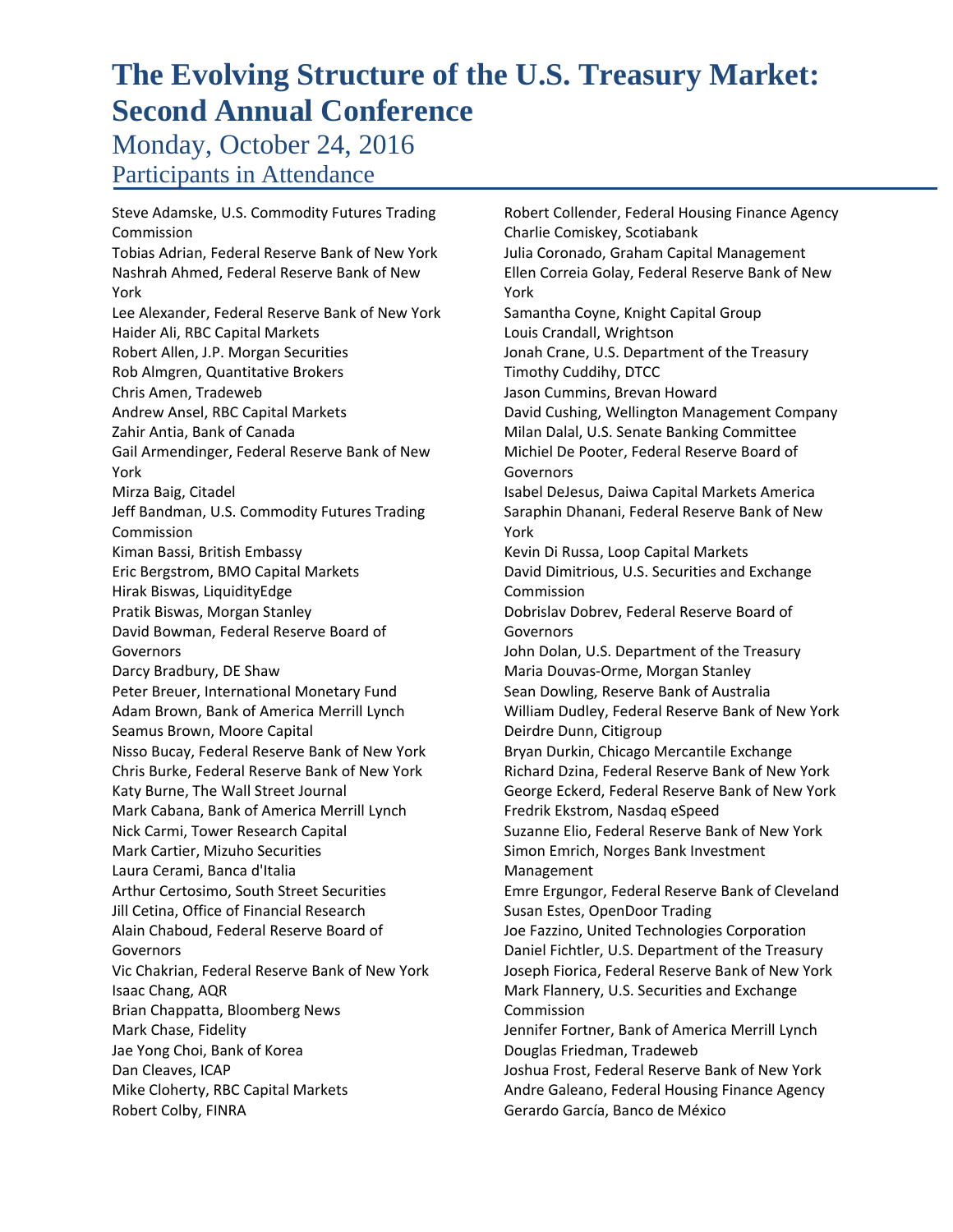# The Evolving Structure of the U.S. Treasury Market: Second Annual Conference

## Monday, October 24, 2016

### Participants in Attendance

Steve Adamske, U.S. Commodity Futures Trading Commission
Tobias Adrian, Federal Reserve Bank of New York
Nashrah Ahmed, Federal Reserve Bank of New York
Lee Alexander, Federal Reserve Bank of New York
Haider Ali, RBC Capital Markets
Robert Allen, J.P. Morgan Securities
Rob Almgren, Quantitative Brokers
Chris Amen, Tradeweb
Andrew Ansel, RBC Capital Markets
Zahir Antia, Bank of Canada
Gail Armendinger, Federal Reserve Bank of New York
Mirza Baig, Citadel
Jeff Bandman, U.S. Commodity Futures Trading Commission
Kiman Bassi, British Embassy
Eric Bergstrom, BMO Capital Markets
Hirak Biswas, LiquidityEdge
Pratik Biswas, Morgan Stanley
David Bowman, Federal Reserve Board of Governors
Darcy Bradbury, DE Shaw
Peter Breuer, International Monetary Fund
Adam Brown, Bank of America Merrill Lynch
Seamus Brown, Moore Capital
Nisso Bucay, Federal Reserve Bank of New York
Chris Burke, Federal Reserve Bank of New York
Katy Burne, The Wall Street Journal
Mark Cabana, Bank of America Merrill Lynch
Nick Carmi, Tower Research Capital
Mark Cartier, Mizuho Securities
Laura Cerami, Banca d'Italia
Arthur Certosimo, South Street Securities
Jill Cetina, Office of Financial Research
Alain Chaboud, Federal Reserve Board of Governors
Vic Chakrian, Federal Reserve Bank of New York
Isaac Chang, AQR
Brian Chappatta, Bloomberg News
Mark Chase, Fidelity
Jae Yong Choi, Bank of Korea
Dan Cleaves, ICAP
Mike Cloherty, RBC Capital Markets
Robert Colby, FINRA
Robert Collender, Federal Housing Finance Agency
Charlie Comiskey, Scotiabank
Julia Coronado, Graham Capital Management
Ellen Correia Golay, Federal Reserve Bank of New York
Samantha Coyne, Knight Capital Group
Louis Crandall, Wrightson
Jonah Crane, U.S. Department of the Treasury
Timothy Cuddihy, DTCC
Jason Cummins, Brevan Howard
David Cushing, Wellington Management Company
Milan Dalal, U.S. Senate Banking Committee
Michiel De Pooter, Federal Reserve Board of Governors
Isabel DeJesus, Daiwa Capital Markets America
Saraphin Dhanani, Federal Reserve Bank of New York
Kevin Di Russa, Loop Capital Markets
David Dimitrious, U.S. Securities and Exchange Commission
Dobrislav Dobrev, Federal Reserve Board of Governors
John Dolan, U.S. Department of the Treasury
Maria Douvas-Orme, Morgan Stanley
Sean Dowling, Reserve Bank of Australia
William Dudley, Federal Reserve Bank of New York
Deirdre Dunn, Citigroup
Bryan Durkin, Chicago Mercantile Exchange
Richard Dzina, Federal Reserve Bank of New York
George Eckerd, Federal Reserve Bank of New York
Fredrik Ekstrom, Nasdaq eSpeed
Suzanne Elio, Federal Reserve Bank of New York
Simon Emrich, Norges Bank Investment Management
Emre Ergungor, Federal Reserve Bank of Cleveland
Susan Estes, OpenDoor Trading
Joe Fazzino, United Technologies Corporation
Daniel Fichtler, U.S. Department of the Treasury
Joseph Fiorica, Federal Reserve Bank of New York
Mark Flannery, U.S. Securities and Exchange Commission
Jennifer Fortner, Bank of America Merrill Lynch
Douglas Friedman, Tradeweb
Joshua Frost, Federal Reserve Bank of New York
Andre Galeano, Federal Housing Finance Agency
Gerardo García, Banco de México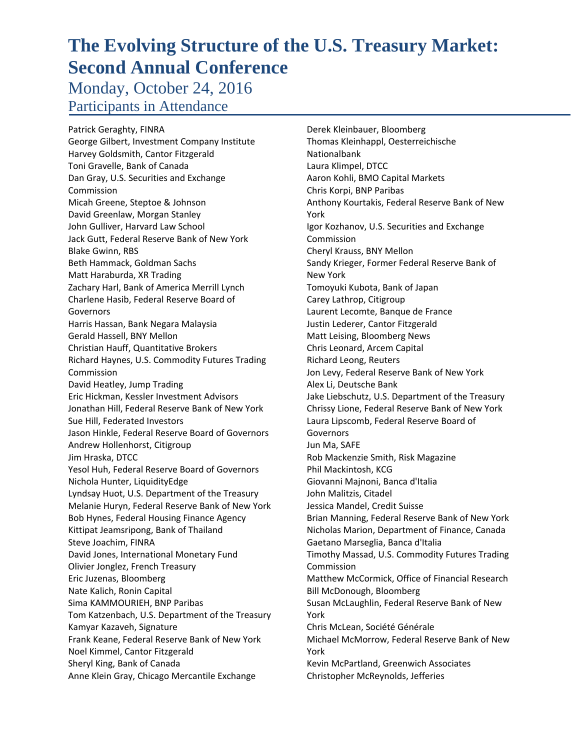# The Evolving Structure of the U.S. Treasury Market: Second Annual Conference

## Monday, October 24, 2016

### Participants in Attendance

Patrick Geraghty, FINRA
George Gilbert, Investment Company Institute
Harvey Goldsmith, Cantor Fitzgerald
Toni Gravelle, Bank of Canada
Dan Gray, U.S. Securities and Exchange Commission
Micah Greene, Steptoe & Johnson
David Greenlaw, Morgan Stanley
John Gulliver, Harvard Law School
Jack Gutt, Federal Reserve Bank of New York
Blake Gwinn, RBS
Beth Hammack, Goldman Sachs
Matt Haraburda, XR Trading
Zachary Harl, Bank of America Merrill Lynch
Charlene Hasib, Federal Reserve Board of Governors
Harris Hassan, Bank Negara Malaysia
Gerald Hassell, BNY Mellon
Christian Hauff, Quantitative Brokers
Richard Haynes, U.S. Commodity Futures Trading Commission
David Heatley, Jump Trading
Eric Hickman, Kessler Investment Advisors
Jonathan Hill, Federal Reserve Bank of New York
Sue Hill, Federated Investors
Jason Hinkle, Federal Reserve Board of Governors
Andrew Hollenhorst, Citigroup
Jim Hraska, DTCC
Yesol Huh, Federal Reserve Board of Governors
Nichola Hunter, LiquidityEdge
Lyndsay Huot, U.S. Department of the Treasury
Melanie Huryn, Federal Reserve Bank of New York
Bob Hynes, Federal Housing Finance Agency
Kittipat Jeamsripong, Bank of Thailand
Steve Joachim, FINRA
David Jones, International Monetary Fund
Olivier Jonglez, French Treasury
Eric Juzenas, Bloomberg
Nate Kalich, Ronin Capital
Sima KAMMOURIEH, BNP Paribas
Tom Katzenbach, U.S. Department of the Treasury
Kamyar Kazaveh, Signature
Frank Keane, Federal Reserve Bank of New York
Noel Kimmel, Cantor Fitzgerald
Sheryl King, Bank of Canada
Anne Klein Gray, Chicago Mercantile Exchange
Derek Kleinbauer, Bloomberg
Thomas Kleinhappl, Oesterreichische Nationalbank
Laura Klimpel, DTCC
Aaron Kohli, BMO Capital Markets
Chris Korpi, BNP Paribas
Anthony Kourtakis, Federal Reserve Bank of New York
Igor Kozhanov, U.S. Securities and Exchange Commission
Cheryl Krauss, BNY Mellon
Sandy Krieger, Former Federal Reserve Bank of New York
Tomoyuki Kubota, Bank of Japan
Carey Lathrop, Citigroup
Laurent Lecomte, Banque de France
Justin Lederer, Cantor Fitzgerald
Matt Leising, Bloomberg News
Chris Leonard, Arcem Capital
Richard Leong, Reuters
Jon Levy, Federal Reserve Bank of New York
Alex Li, Deutsche Bank
Jake Liebschutz, U.S. Department of the Treasury
Chrissy Lione, Federal Reserve Bank of New York
Laura Lipscomb, Federal Reserve Board of Governors
Jun Ma, SAFE
Rob Mackenzie Smith, Risk Magazine
Phil Mackintosh, KCG
Giovanni Majnoni, Banca d'Italia
John Malitzis, Citadel
Jessica Mandel, Credit Suisse
Brian Manning, Federal Reserve Bank of New York
Nicholas Marion, Department of Finance, Canada
Gaetano Marseglia, Banca d'Italia
Timothy Massad, U.S. Commodity Futures Trading Commission
Matthew McCormick, Office of Financial Research
Bill McDonough, Bloomberg
Susan McLaughlin, Federal Reserve Bank of New York
Chris McLean, Société Générale
Michael McMorrow, Federal Reserve Bank of New York
Kevin McPartland, Greenwich Associates
Christopher McReynolds, Jefferies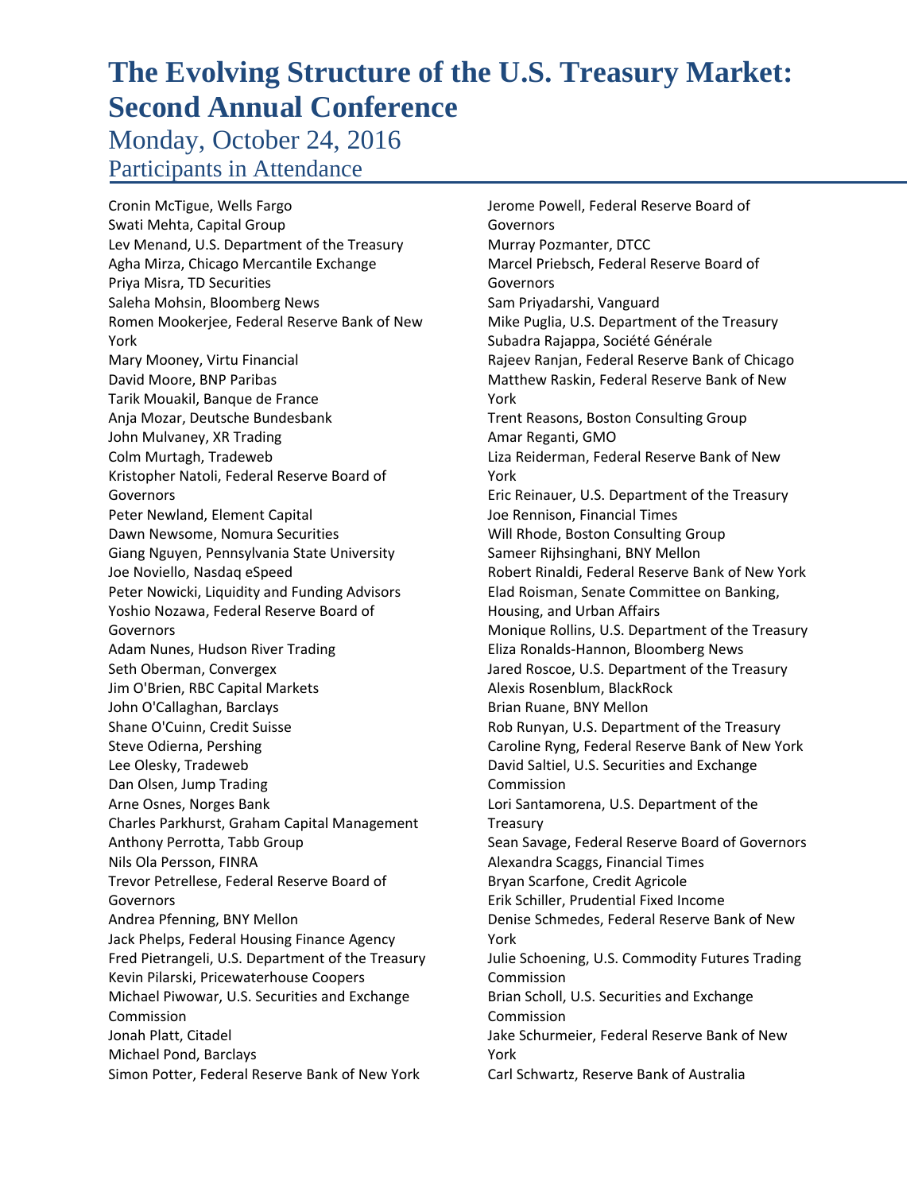# The Evolving Structure of the U.S. Treasury Market: Second Annual Conference

## Monday, October 24, 2016

### Participants in Attendance

Cronin McTigue, Wells Fargo
Swati Mehta, Capital Group
Lev Menand, U.S. Department of the Treasury
Agha Mirza, Chicago Mercantile Exchange
Priya Misra, TD Securities
Saleha Mohsin, Bloomberg News
Romen Mookerjee, Federal Reserve Bank of New York
Mary Mooney, Virtu Financial
David Moore, BNP Paribas
Tarik Mouakil, Banque de France
Anja Mozar, Deutsche Bundesbank
John Mulvaney, XR Trading
Colm Murtagh, Tradeweb
Kristopher Natoli, Federal Reserve Board of Governors
Peter Newland, Element Capital
Dawn Newsome, Nomura Securities
Giang Nguyen, Pennsylvania State University
Joe Noviello, Nasdaq eSpeed
Peter Nowicki, Liquidity and Funding Advisors
Yoshio Nozawa, Federal Reserve Board of Governors
Adam Nunes, Hudson River Trading
Seth Oberman, Convergex
Jim O'Brien, RBC Capital Markets
John O'Callaghan, Barclays
Shane O'Cuinn, Credit Suisse
Steve Odierna, Pershing
Lee Olesky, Tradeweb
Dan Olsen, Jump Trading
Arne Osnes, Norges Bank
Charles Parkhurst, Graham Capital Management
Anthony Perrotta, Tabb Group
Nils Ola Persson, FINRA
Trevor Petrellese, Federal Reserve Board of Governors
Andrea Pfenning, BNY Mellon
Jack Phelps, Federal Housing Finance Agency
Fred Pietrangeli, U.S. Department of the Treasury
Kevin Pilarski, Pricewaterhouse Coopers
Michael Piwowar, U.S. Securities and Exchange Commission
Jonah Platt, Citadel
Michael Pond, Barclays
Simon Potter, Federal Reserve Bank of New York
Jerome Powell, Federal Reserve Board of Governors
Murray Pozmanter, DTCC
Marcel Priebsch, Federal Reserve Board of Governors
Sam Priyadarshi, Vanguard
Mike Puglia, U.S. Department of the Treasury
Subadra Rajappa, Société Générale
Rajeev Ranjan, Federal Reserve Bank of Chicago
Matthew Raskin, Federal Reserve Bank of New York
Trent Reasons, Boston Consulting Group
Amar Reganti, GMO
Liza Reiderman, Federal Reserve Bank of New York
Eric Reinauer, U.S. Department of the Treasury
Joe Rennison, Financial Times
Will Rhode, Boston Consulting Group
Sameer Rijhsinghani, BNY Mellon
Robert Rinaldi, Federal Reserve Bank of New York
Elad Roisman, Senate Committee on Banking, Housing, and Urban Affairs
Monique Rollins, U.S. Department of the Treasury
Eliza Ronalds-Hannon, Bloomberg News
Jared Roscoe, U.S. Department of the Treasury
Alexis Rosenblum, BlackRock
Brian Ruane, BNY Mellon
Rob Runyan, U.S. Department of the Treasury
Caroline Ryng, Federal Reserve Bank of New York
David Saltiel, U.S. Securities and Exchange Commission
Lori Santamorena, U.S. Department of the Treasury
Sean Savage, Federal Reserve Board of Governors
Alexandra Scaggs, Financial Times
Bryan Scarfone, Credit Agricole
Erik Schiller, Prudential Fixed Income
Denise Schmedes, Federal Reserve Bank of New York
Julie Schoening, U.S. Commodity Futures Trading Commission
Brian Scholl, U.S. Securities and Exchange Commission
Jake Schurmeier, Federal Reserve Bank of New York
Carl Schwartz, Reserve Bank of Australia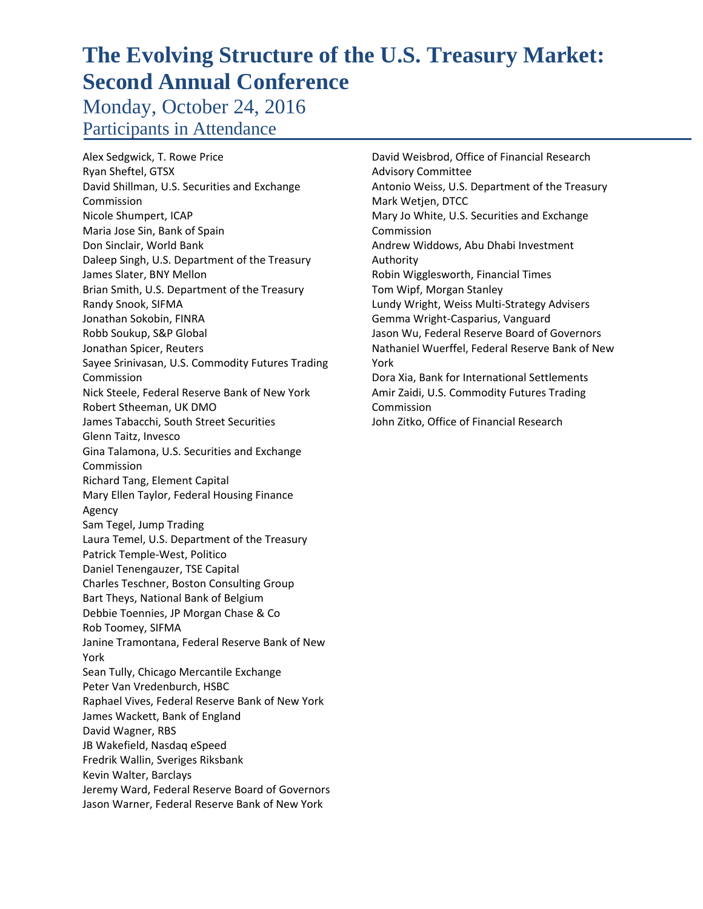# The Evolving Structure of the U.S. Treasury Market: Second Annual Conference

## Monday, October 24, 2016

### Participants in Attendance

Alex Sedgwick, T. Rowe Price
Ryan Sheftel, GTSX
David Shillman, U.S. Securities and Exchange Commission
Nicole Shumpert, ICAP
Maria Jose Sin, Bank of Spain
Don Sinclair, World Bank
Daleep Singh, U.S. Department of the Treasury
James Slater, BNY Mellon
Brian Smith, U.S. Department of the Treasury
Randy Snook, SIFMA
Jonathan Sokobin, FINRA
Robb Soukup, S&P Global
Jonathan Spicer, Reuters
Sayee Srinivasan, U.S. Commodity Futures Trading Commission
Nick Steele, Federal Reserve Bank of New York
Robert Stheeman, UK DMO
James Tabacchi, South Street Securities
Glenn Taitz, Invesco
Gina Talamona, U.S. Securities and Exchange Commission
Richard Tang, Element Capital
Mary Ellen Taylor, Federal Housing Finance Agency
Sam Tegel, Jump Trading
Laura Temel, U.S. Department of the Treasury
Patrick Temple-West, Politico
Daniel Tenengauzer, TSE Capital
Charles Teschner, Boston Consulting Group
Bart Theys, National Bank of Belgium
Debbie Toennies, JP Morgan Chase & Co
Rob Toomey, SIFMA
Janine Tramontana, Federal Reserve Bank of New York
Sean Tully, Chicago Mercantile Exchange
Peter Van Vredenburch, HSBC
Raphael Vives, Federal Reserve Bank of New York
James Wackett, Bank of England
David Wagner, RBS
JB Wakefield, Nasdaq eSpeed
Fredrik Wallin, Sveriges Riksbank
Kevin Walter, Barclays
Jeremy Ward, Federal Reserve Board of Governors
Jason Warner, Federal Reserve Bank of New York
David Weisbrod, Office of Financial Research Advisory Committee
Antonio Weiss, U.S. Department of the Treasury
Mark Wetjen, DTCC
Mary Jo White, U.S. Securities and Exchange Commission
Andrew Widdows, Abu Dhabi Investment Authority
Robin Wigglesworth, Financial Times
Tom Wipf, Morgan Stanley
Lundy Wright, Weiss Multi-Strategy Advisers
Gemma Wright-Casparius, Vanguard
Jason Wu, Federal Reserve Board of Governors
Nathaniel Wuerffel, Federal Reserve Bank of New York
Dora Xia, Bank for International Settlements
Amir Zaidi, U.S. Commodity Futures Trading Commission
John Zitko, Office of Financial Research